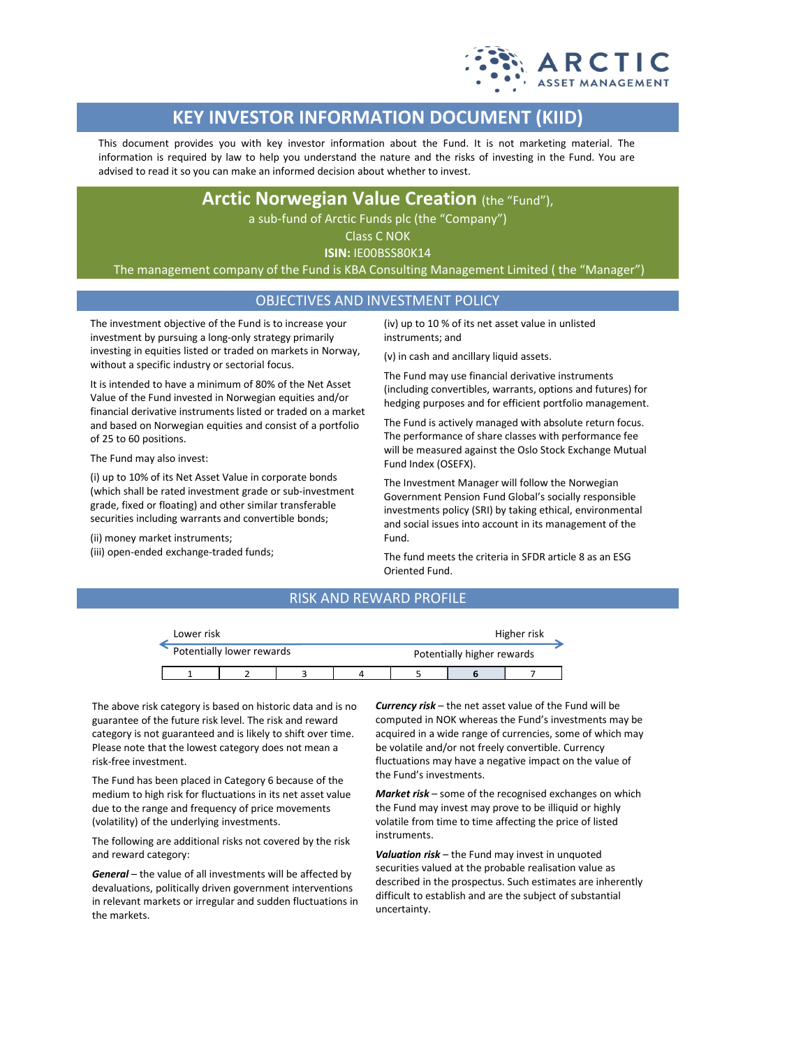ARCTIC ASSET MANAGEMENT

# KEY INVESTOR INFORMATION DOCUMENT (KIID)

This document provides you with key investor information about the Fund. It is not marketing material. The information is required by law to help you understand the nature and the risks of investing in the Fund. You are advised to read it so you can make an informed decision about whether to invest.

## Arctic Norwegian Value Creation (the "Fund"),

a sub-fund of Arctic Funds plc (the "Company")

Class C NOK

**ISIN:** IE00BSS80K14

The management company of the Fund is KBA Consulting Management Limited ( the "Manager")

## OBJECTIVES AND INVESTMENT POLICY

The investment objective of the Fund is to increase your investment by pursuing a long-only strategy primarily investing in equities listed or traded on markets in Norway, without a specific industry or sectorial focus.

It is intended to have a minimum of 80% of the Net Asset Value of the Fund invested in Norwegian equities and/or financial derivative instruments listed or traded on a market and based on Norwegian equities and consist of a portfolio of 25 to 60 positions.

The Fund may also invest:

(i) up to 10% of its Net Asset Value in corporate bonds (which shall be rated investment grade or sub-investment grade, fixed or floating) and other similar transferable securities including warrants and convertible bonds;

(ii) money market instruments;

(iii) open-ended exchange-traded funds;

(iv) up to 10 % of its net asset value in unlisted instruments; and

(v) in cash and ancillary liquid assets.

The Fund may use financial derivative instruments (including convertibles, warrants, options and futures) for hedging purposes and for efficient portfolio management.

The Fund is actively managed with absolute return focus. The performance of share classes with performance fee will be measured against the Oslo Stock Exchange Mutual Fund Index (OSEFX).

The Investment Manager will follow the Norwegian Government Pension Fund Global's socially responsible investments policy (SRI) by taking ethical, environmental and social issues into account in its management of the Fund.

The fund meets the criteria in SFDR article 8 as an ESG Oriented Fund.

## RISK AND REWARD PROFILE

Lower risk — Higher risk

Potentially lower rewards — Potentially higher rewards

| 1 | 2 | 3 | 4 | 5 | **6** | 7 |
|---|---|---|---|---|---|---|

The above risk category is based on historic data and is no guarantee of the future risk level. The risk and reward category is not guaranteed and is likely to shift over time. Please note that the lowest category does not mean a risk-free investment.

The Fund has been placed in Category 6 because of the medium to high risk for fluctuations in its net asset value due to the range and frequency of price movements (volatility) of the underlying investments.

The following are additional risks not covered by the risk and reward category:

***General*** – the value of all investments will be affected by devaluations, politically driven government interventions in relevant markets or irregular and sudden fluctuations in the markets.

***Currency risk*** – the net asset value of the Fund will be computed in NOK whereas the Fund's investments may be acquired in a wide range of currencies, some of which may be volatile and/or not freely convertible. Currency fluctuations may have a negative impact on the value of the Fund's investments.

***Market risk*** – some of the recognised exchanges on which the Fund may invest may prove to be illiquid or highly volatile from time to time affecting the price of listed instruments.

***Valuation risk*** – the Fund may invest in unquoted securities valued at the probable realisation value as described in the prospectus. Such estimates are inherently difficult to establish and are the subject of substantial uncertainty.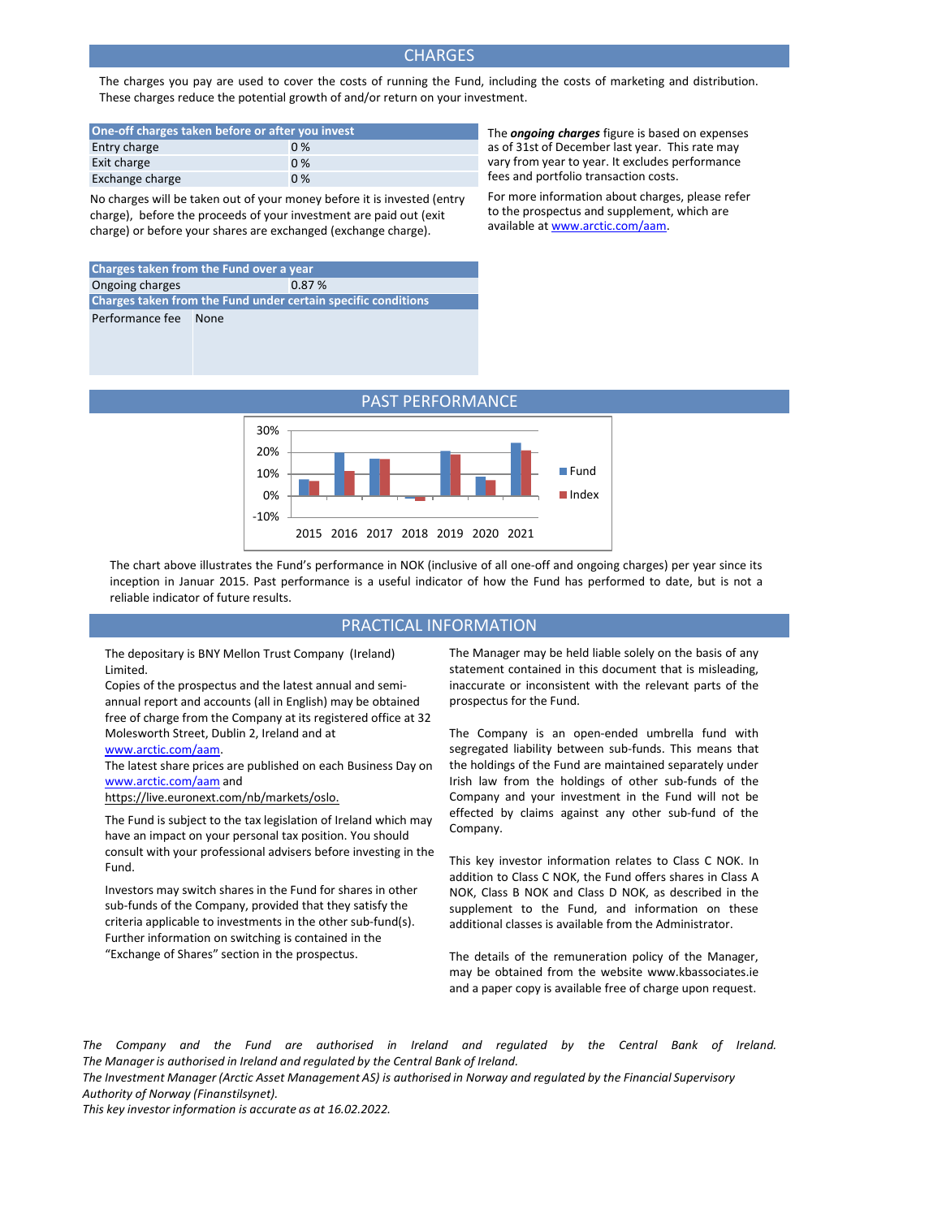## CHARGES

The charges you pay are used to cover the costs of running the Fund, including the costs of marketing and distribution. These charges reduce the potential growth of and/or return on your investment.

| One-off charges taken before or after you invest | |
|---|---|
| Entry charge | 0 % |
| Exit charge | 0 % |
| Exchange charge | 0 % |

No charges will be taken out of your money before it is invested (entry charge), before the proceeds of your investment are paid out (exit charge) or before your shares are exchanged (exchange charge).

| Charges taken from the Fund over a year | |
|---|---|
| Ongoing charges | 0.87 % |
| **Charges taken from the Fund under certain specific conditions** | |
| Performance fee | None |

The ***ongoing charges*** figure is based on expenses as of 31st of December last year. This rate may vary from year to year. It excludes performance fees and portfolio transaction costs.

For more information about charges, please refer to the prospectus and supplement, which are available at www.arctic.com/aam.

## PAST PERFORMANCE

30%
20%
10%
0%
-10%
2015 2016 2017 2018 2019 2020 2021
Fund
Index

The chart above illustrates the Fund's performance in NOK (inclusive of all one-off and ongoing charges) per year since its inception in Januar 2015. Past performance is a useful indicator of how the Fund has performed to date, but is not a reliable indicator of future results.

## PRACTICAL INFORMATION

The depositary is BNY Mellon Trust Company (Ireland) Limited.

Copies of the prospectus and the latest annual and semi-annual report and accounts (all in English) may be obtained free of charge from the Company at its registered office at 32 Molesworth Street, Dublin 2, Ireland and at www.arctic.com/aam.

The latest share prices are published on each Business Day on www.arctic.com/aam and https://live.euronext.com/nb/markets/oslo.

The Fund is subject to the tax legislation of Ireland which may have an impact on your personal tax position. You should consult with your professional advisers before investing in the Fund.

Investors may switch shares in the Fund for shares in other sub-funds of the Company, provided that they satisfy the criteria applicable to investments in the other sub-fund(s). Further information on switching is contained in the "Exchange of Shares" section in the prospectus.

The Manager may be held liable solely on the basis of any statement contained in this document that is misleading, inaccurate or inconsistent with the relevant parts of the prospectus for the Fund.

The Company is an open-ended umbrella fund with segregated liability between sub-funds. This means that the holdings of the Fund are maintained separately under Irish law from the holdings of other sub-funds of the Company and your investment in the Fund will not be effected by claims against any other sub-fund of the Company.

This key investor information relates to Class C NOK. In addition to Class C NOK, the Fund offers shares in Class A NOK, Class B NOK and Class D NOK, as described in the supplement to the Fund, and information on these additional classes is available from the Administrator.

The details of the remuneration policy of the Manager, may be obtained from the website www.kbassociates.ie and a paper copy is available free of charge upon request.

*The Company and the Fund are authorised in Ireland and regulated by the Central Bank of Ireland.*
*The Manager is authorised in Ireland and regulated by the Central Bank of Ireland.*
*The Investment Manager (Arctic Asset Management AS) is authorised in Norway and regulated by the Financial Supervisory Authority of Norway (Finanstilsynet).*
*This key investor information is accurate as at 16.02.2022.*